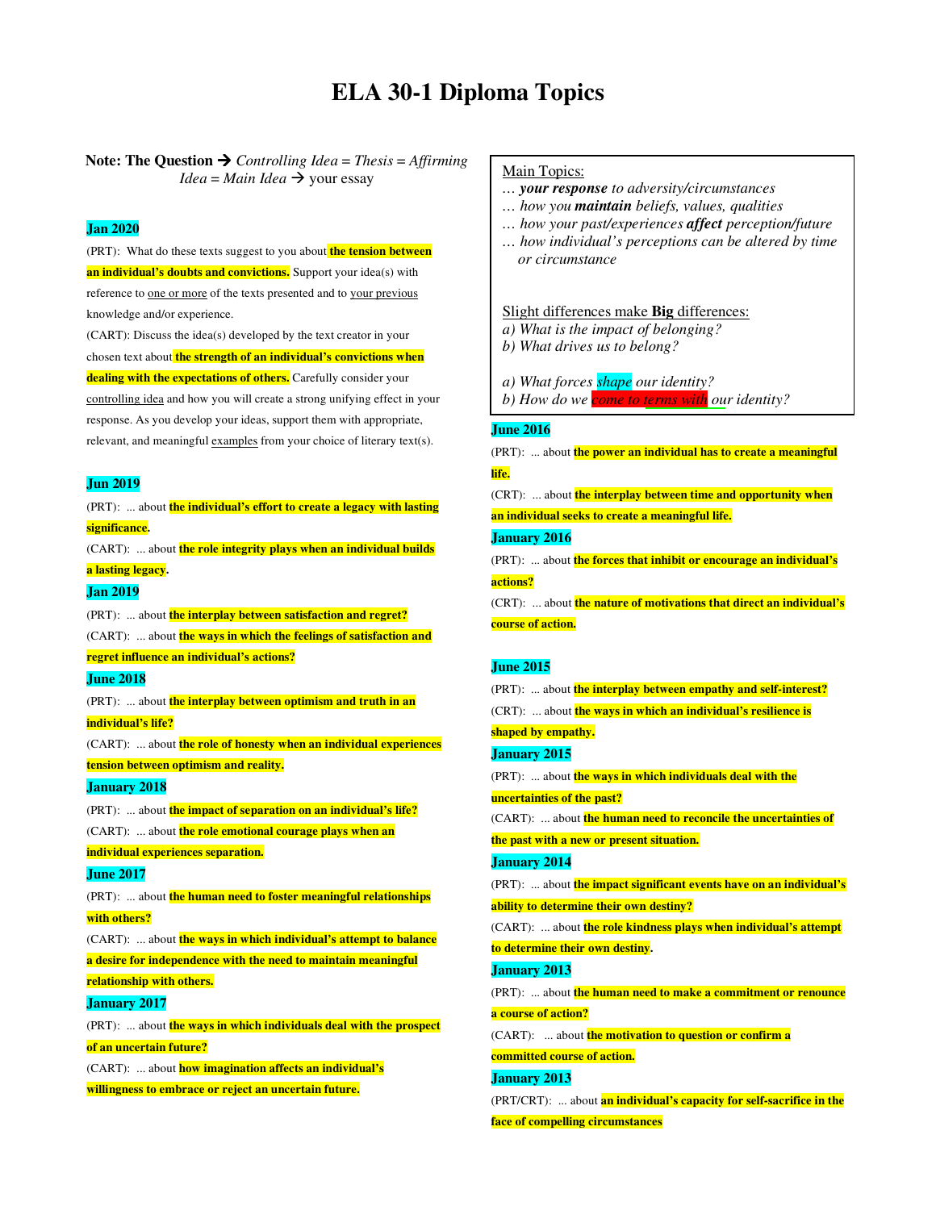# ELA 30-1 Diploma Topics

**Note: The Question →** *Controlling Idea* = *Thesis* = *Affirming Idea* = *Main Idea* → your essay

## Jan 2020

(PRT): What do these texts suggest to you about **the tension between an individual's doubts and convictions.** Support your idea(s) with reference to one or more of the texts presented and to your previous knowledge and/or experience.

(CART): Discuss the idea(s) developed by the text creator in your chosen text about **the strength of an individual's convictions when dealing with the expectations of others.** Carefully consider your controlling idea and how you will create a strong unifying effect in your response. As you develop your ideas, support them with appropriate, relevant, and meaningful examples from your choice of literary text(s).

## Jun 2019

(PRT): ... about **the individual's effort to create a legacy with lasting significance.**

(CART): ... about **the role integrity plays when an individual builds a lasting legacy.**

## Jan 2019

(PRT): ... about **the interplay between satisfaction and regret?**

(CART): ... about **the ways in which the feelings of satisfaction and regret influence an individual's actions?**

## June 2018

(PRT): ... about **the interplay between optimism and truth in an individual's life?**

(CART): ... about **the role of honesty when an individual experiences tension between optimism and reality.**

## January 2018

(PRT): ... about **the impact of separation on an individual's life?**

(CART): ... about **the role emotional courage plays when an individual experiences separation.**

## June 2017

(PRT): ... about **the human need to foster meaningful relationships with others?**

(CART): ... about **the ways in which individual's attempt to balance a desire for independence with the need to maintain meaningful relationship with others.**

## January 2017

(PRT): ... about **the ways in which individuals deal with the prospect of an uncertain future?**

(CART): ... about **how imagination affects an individual's willingness to embrace or reject an uncertain future.**

---

Main Topics:

*... **your response** to adversity/circumstances*
*... how you **maintain** beliefs, values, qualities*
*... how your past/experiences **affect** perception/future*
*... how individual's perceptions can be altered by time or circumstance*

Slight differences make **Big** differences:

*a) What is the impact of belonging?*
*b) What drives us to belong?*

*a) What forces shape our identity?*
*b) How do we come to terms with our identity?*

---

## June 2016

(PRT): ... about **the power an individual has to create a meaningful life.**

(CRT): ... about **the interplay between time and opportunity when an individual seeks to create a meaningful life.**

## January 2016

(PRT): ... about **the forces that inhibit or encourage an individual's actions?**

(CRT): ... about **the nature of motivations that direct an individual's course of action.**

## June 2015

(PRT): ... about **the interplay between empathy and self-interest?**

(CRT): ... about **the ways in which an individual's resilience is shaped by empathy.**

## January 2015

(PRT): ... about **the ways in which individuals deal with the uncertainties of the past?**

(CART): ... about **the human need to reconcile the uncertainties of the past with a new or present situation.**

## January 2014

(PRT): ... about **the impact significant events have on an individual's ability to determine their own destiny?**

(CART): ... about **the role kindness plays when individual's attempt to determine their own destiny.**

## January 2013

(PRT): ... about **the human need to make a commitment or renounce a course of action?**

(CART): ... about **the motivation to question or confirm a committed course of action.**

## January 2013

(PRT/CRT): ... about **an individual's capacity for self-sacrifice in the face of compelling circumstances**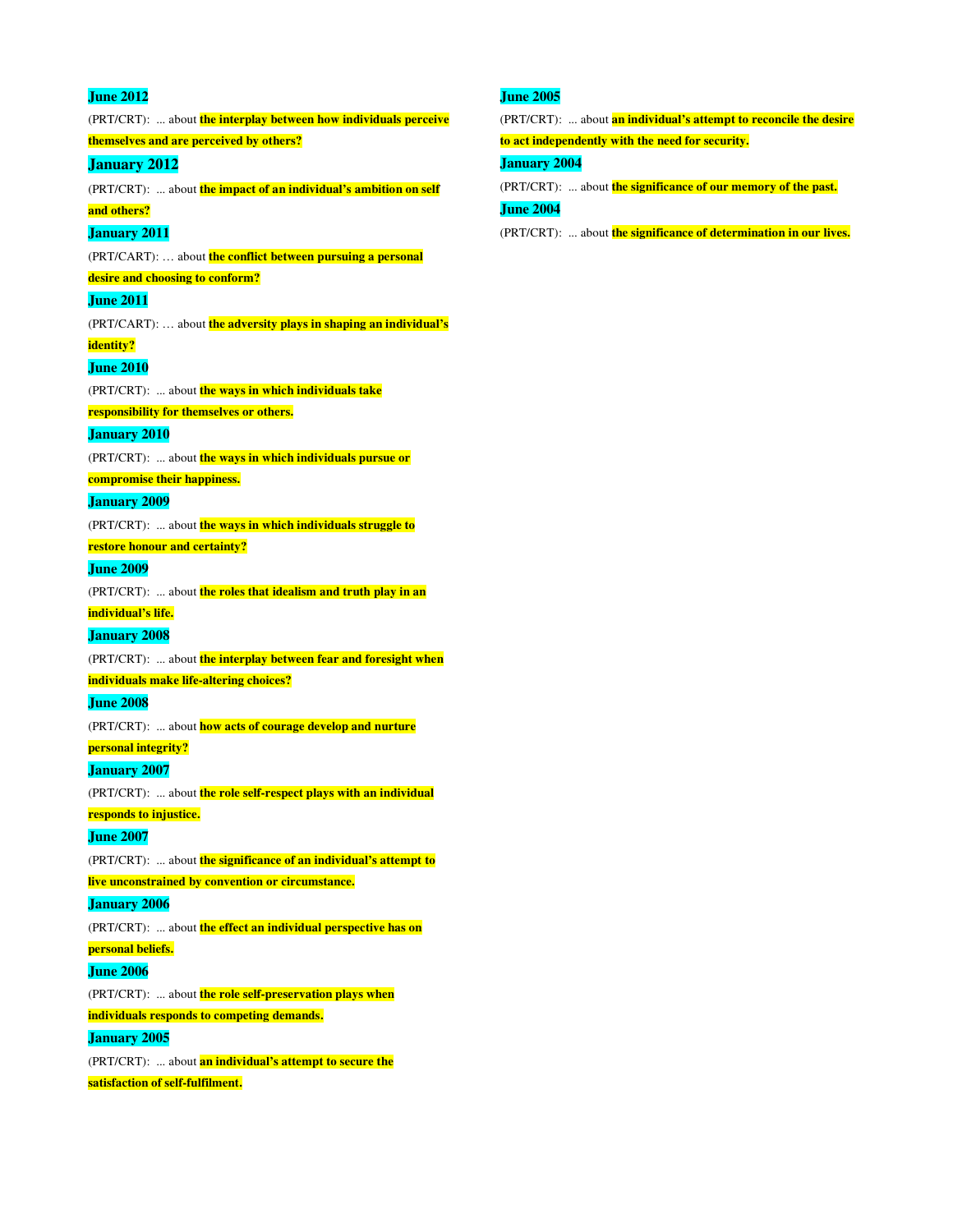**June 2012**

(PRT/CRT): ... about **the interplay between how individuals perceive themselves and are perceived by others?**

**January 2012**

(PRT/CRT): ... about **the impact of an individual's ambition on self and others?**

**January 2011**

(PRT/CART): … about **the conflict between pursuing a personal desire and choosing to conform?**

**June 2011**

(PRT/CART): … about **the adversity plays in shaping an individual's identity?**

**June 2010**

(PRT/CRT): ... about **the ways in which individuals take responsibility for themselves or others.**

**January 2010**

(PRT/CRT): ... about **the ways in which individuals pursue or compromise their happiness.**

**January 2009**

(PRT/CRT): ... about **the ways in which individuals struggle to restore honour and certainty?**

**June 2009**

(PRT/CRT): ... about **the roles that idealism and truth play in an individual's life.**

**January 2008**

(PRT/CRT): ... about **the interplay between fear and foresight when individuals make life-altering choices?**

**June 2008**

(PRT/CRT): ... about **how acts of courage develop and nurture personal integrity?**

**January 2007**

(PRT/CRT): ... about **the role self-respect plays with an individual responds to injustice.**

**June 2007**

(PRT/CRT): ... about **the significance of an individual's attempt to live unconstrained by convention or circumstance.**

**January 2006**

(PRT/CRT): ... about **the effect an individual perspective has on personal beliefs.**

**June 2006**

(PRT/CRT): ... about **the role self-preservation plays when individuals responds to competing demands.**

**January 2005**

(PRT/CRT): ... about **an individual's attempt to secure the satisfaction of self-fulfilment.**

**June 2005**

(PRT/CRT): ... about **an individual's attempt to reconcile the desire to act independently with the need for security.**

**January 2004**

(PRT/CRT): ... about **the significance of our memory of the past.**

**June 2004**

(PRT/CRT): ... about **the significance of determination in our lives.**